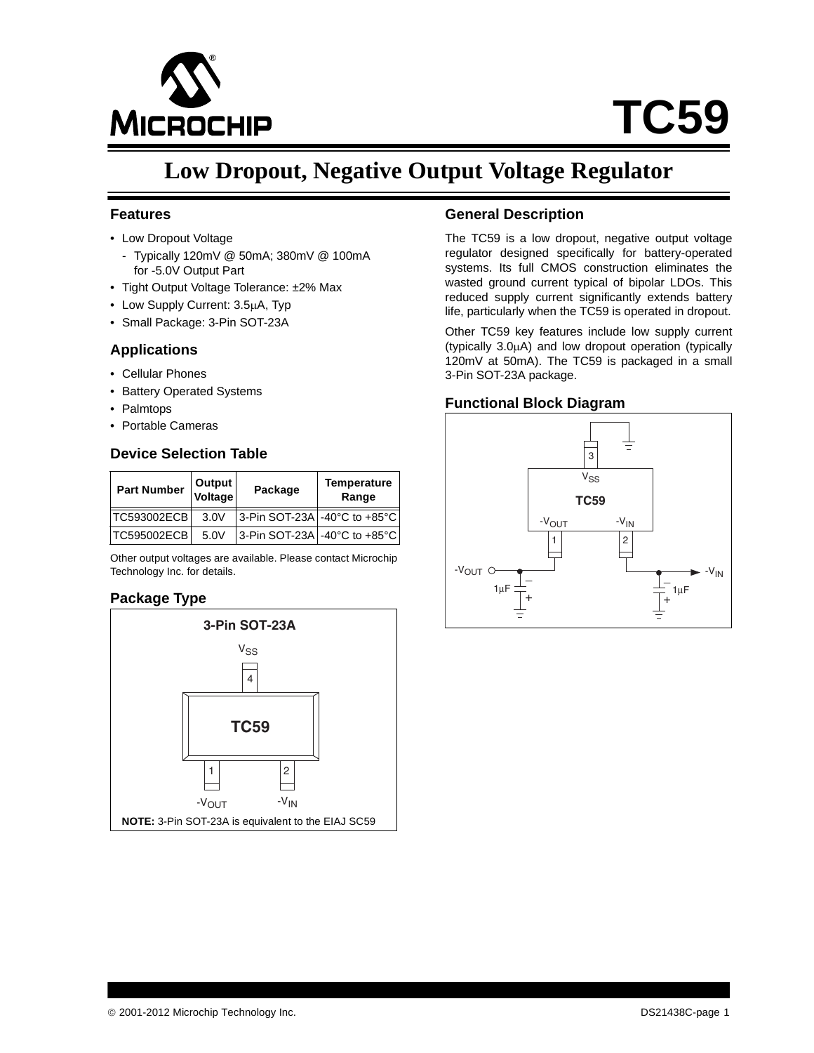# TC59

## Low Dropout, Negative Output Voltage Regulator

### Features

- Low Dropout Voltage
  - Typically 120mV @ 50mA; 380mV @ 100mA for -5.0V Output Part
- Tight Output Voltage Tolerance: ±2% Max
- Low Supply Current: 3.5μA, Typ
- Small Package: 3-Pin SOT-23A

### Applications

- Cellular Phones
- Battery Operated Systems
- Palmtops
- Portable Cameras

### Device Selection Table

| Part Number | Output Voltage | Package | Temperature Range |
|---|---|---|---|
| TC593002ECB | 3.0V | 3-Pin SOT-23A | -40°C to +85°C |
| TC595002ECB | 5.0V | 3-Pin SOT-23A | -40°C to +85°C |

Other output voltages are available. Please contact Microchip Technology Inc. for details.

### Package Type

3-Pin SOT-23A

$V_{SS}$ 4

TC59

1 $-V_{OUT}$ &nbsp;&nbsp; 2 $-V_{IN}$

**NOTE:** 3-Pin SOT-23A is equivalent to the EIAJ SC59

### General Description

The TC59 is a low dropout, negative output voltage regulator designed specifically for battery-operated systems. Its full CMOS construction eliminates the wasted ground current typical of bipolar LDOs. This reduced supply current significantly extends battery life, particularly when the TC59 is operated in dropout.

Other TC59 key features include low supply current (typically 3.0μA) and low dropout operation (typically 120mV at 50mA). The TC59 is packaged in a small 3-Pin SOT-23A package.

### Functional Block Diagram

TC59: 3 $V_{SS}$; 1 $-V_{OUT}$; 2 $-V_{IN}$

$-V_{OUT}$ &nbsp; 1μF &nbsp; $-V_{IN}$ &nbsp; 1μF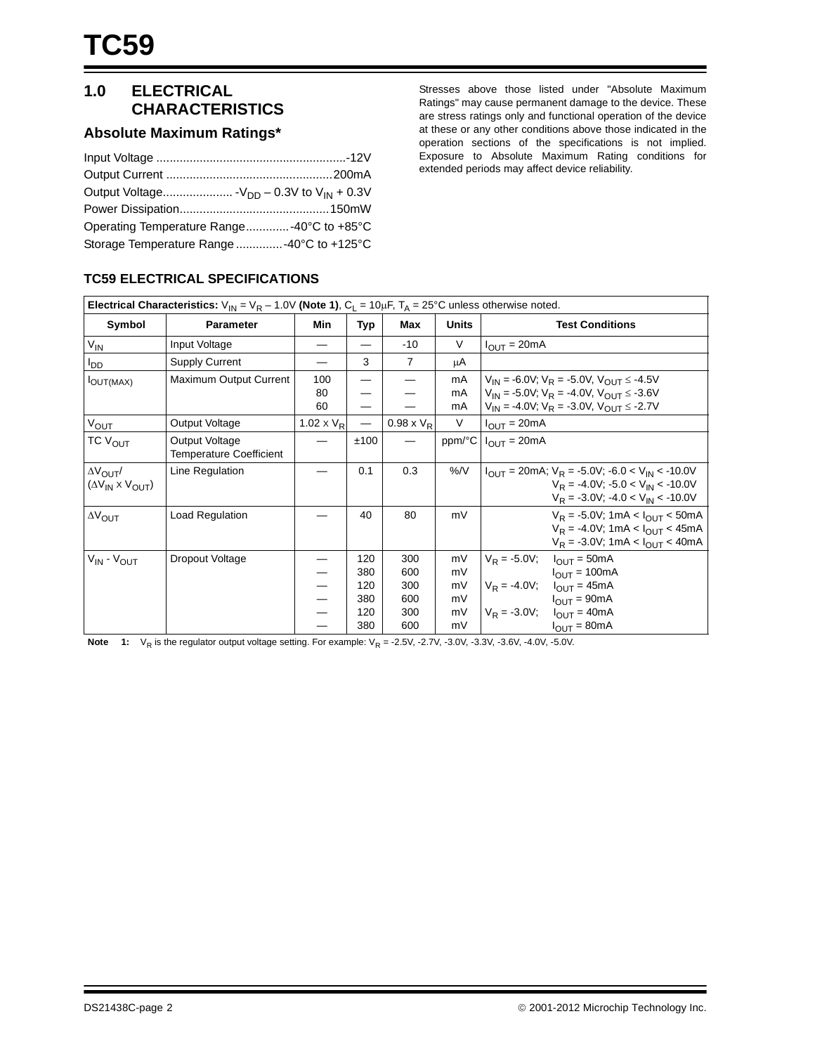# 1.0 ELECTRICAL CHARACTERISTICS

## Absolute Maximum Ratings*

Input Voltage .........................................................-12V

Output Current ..................................................200mA

Output Voltage..................... $-V_{DD}$ – 0.3V to $V_{IN}$ + 0.3V

Power Dissipation.............................................150mW

Operating Temperature Range.............-40°C to +85°C

Storage Temperature Range..............-40°C to +125°C

Stresses above those listed under "Absolute Maximum Ratings" may cause permanent damage to the device. These are stress ratings only and functional operation of the device at these or any other conditions above those indicated in the operation sections of the specifications is not implied. Exposure to Absolute Maximum Rating conditions for extended periods may affect device reliability.

## TC59 ELECTRICAL SPECIFICATIONS

| **Electrical Characteristics:** $V_{IN} = V_R - 1.0V$ **(Note 1)**, $C_L = 10\mu F$, $T_A = 25°C$ unless otherwise noted. | | | | | | |
|---|---|---|---|---|---|---|
| **Symbol** | **Parameter** | **Min** | **Typ** | **Max** | **Units** | **Test Conditions** |
| $V_{IN}$ | Input Voltage | — | — | -10 | V | $I_{OUT}$ = 20mA |
| $I_{DD}$ | Supply Current | — | 3 | 7 | μA | |
| $I_{OUT(MAX)}$ | Maximum Output Current | 100<br>80<br>60 | —<br>—<br>— | —<br>—<br>— | mA<br>mA<br>mA | $V_{IN}$ = -6.0V; $V_R$ = -5.0V, $V_{OUT} \le$ -4.5V<br>$V_{IN}$ = -5.0V; $V_R$ = -4.0V, $V_{OUT} \le$ -3.6V<br>$V_{IN}$ = -4.0V; $V_R$ = -3.0V, $V_{OUT} \le$ -2.7V |
| $V_{OUT}$ | Output Voltage | 1.02 x $V_R$ | — | 0.98 x $V_R$ | V | $I_{OUT}$ = 20mA |
| TC $V_{OUT}$ | Output Voltage Temperature Coefficient | — | ±100 | — | ppm/°C | $I_{OUT}$ = 20mA |
| $\Delta V_{OUT}$/ ($\Delta V_{IN}$ x $V_{OUT}$) | Line Regulation | — | 0.1 | 0.3 | %/V | $I_{OUT}$ = 20mA; $V_R$ = -5.0V; -6.0 < $V_{IN}$ < -10.0V<br>$V_R$ = -4.0V; -5.0 < $V_{IN}$ < -10.0V<br>$V_R$ = -3.0V; -4.0 < $V_{IN}$ < -10.0V |
| $\Delta V_{OUT}$ | Load Regulation | — | 40 | 80 | mV | $V_R$ = -5.0V; 1mA < $I_{OUT}$ < 50mA<br>$V_R$ = -4.0V; 1mA < $I_{OUT}$ < 45mA<br>$V_R$ = -3.0V; 1mA < $I_{OUT}$ < 40mA |
| $V_{IN}$ - $V_{OUT}$ | Dropout Voltage | —<br>—<br>—<br>—<br>—<br>— | 120<br>380<br>120<br>380<br>120<br>380 | 300<br>600<br>300<br>600<br>300<br>600 | mV<br>mV<br>mV<br>mV<br>mV<br>mV | $V_R$ = -5.0V; $I_{OUT}$ = 50mA<br>$I_{OUT}$ = 100mA<br>$V_R$ = -4.0V; $I_{OUT}$ = 45mA<br>$I_{OUT}$ = 90mA<br>$V_R$ = -3.0V; $I_{OUT}$ = 40mA<br>$I_{OUT}$ = 80mA |

**Note 1:** $V_R$ is the regulator output voltage setting. For example: $V_R$ = -2.5V, -2.7V, -3.0V, -3.3V, -3.6V, -4.0V, -5.0V.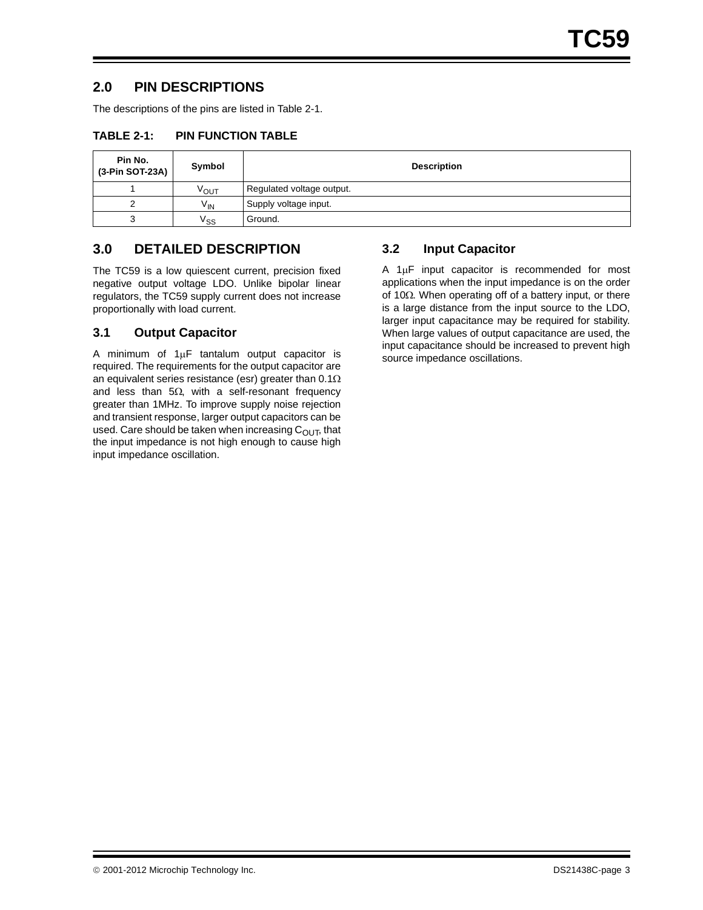## 2.0 PIN DESCRIPTIONS

The descriptions of the pins are listed in Table 2-1.

**TABLE 2-1: PIN FUNCTION TABLE**

| Pin No. (3-Pin SOT-23A) | Symbol | Description |
|---|---|---|
| 1 | $V_{OUT}$ | Regulated voltage output. |
| 2 | $V_{IN}$ | Supply voltage input. |
| 3 | $V_{SS}$ | Ground. |

## 3.0 DETAILED DESCRIPTION

The TC59 is a low quiescent current, precision fixed negative output voltage LDO. Unlike bipolar linear regulators, the TC59 supply current does not increase proportionally with load current.

### 3.1 Output Capacitor

A minimum of 1µF tantalum output capacitor is required. The requirements for the output capacitor are an equivalent series resistance (esr) greater than 0.1Ω and less than 5Ω, with a self-resonant frequency greater than 1MHz. To improve supply noise rejection and transient response, larger output capacitors can be used. Care should be taken when increasing $C_{OUT}$, that the input impedance is not high enough to cause high input impedance oscillation.

### 3.2 Input Capacitor

A 1µF input capacitor is recommended for most applications when the input impedance is on the order of 10Ω. When operating off of a battery input, or there is a large distance from the input source to the LDO, larger input capacitance may be required for stability. When large values of output capacitance are used, the input capacitance should be increased to prevent high source impedance oscillations.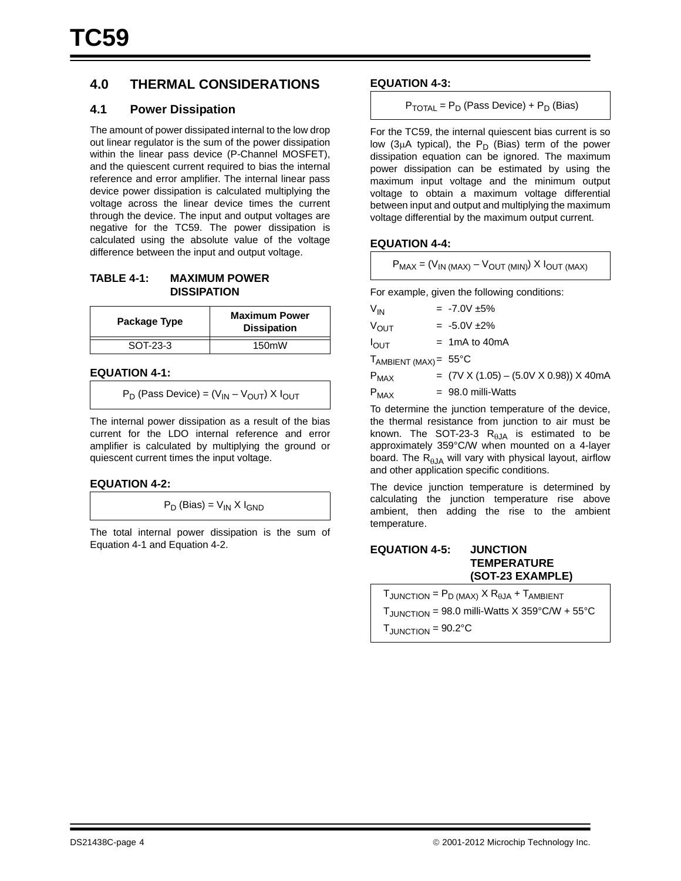## 4.0 THERMAL CONSIDERATIONS

### 4.1 Power Dissipation

The amount of power dissipated internal to the low drop out linear regulator is the sum of the power dissipation within the linear pass device (P-Channel MOSFET), and the quiescent current required to bias the internal reference and error amplifier. The internal linear pass device power dissipation is calculated multiplying the voltage across the linear device times the current through the device. The input and output voltages are negative for the TC59. The power dissipation is calculated using the absolute value of the voltage difference between the input and output voltage.

**TABLE 4-1: MAXIMUM POWER DISSIPATION**

| Package Type | Maximum Power Dissipation |
|---|---|
| SOT-23-3 | 150mW |

**EQUATION 4-1:**

$$P_D \text{ (Pass Device)} = (V_{IN} - V_{OUT}) \times I_{OUT}$$

The internal power dissipation as a result of the bias current for the LDO internal reference and error amplifier is calculated by multiplying the ground or quiescent current times the input voltage.

**EQUATION 4-2:**

$$P_D \text{ (Bias)} = V_{IN} \times I_{GND}$$

The total internal power dissipation is the sum of Equation 4-1 and Equation 4-2.

**EQUATION 4-3:**

$$P_{TOTAL} = P_D \text{ (Pass Device)} + P_D \text{ (Bias)}$$

For the TC59, the internal quiescent bias current is so low (3µA typical), the $P_D$ (Bias) term of the power dissipation equation can be ignored. The maximum power dissipation can be estimated by using the maximum input voltage and the minimum output voltage to obtain a maximum voltage differential between input and output and multiplying the maximum voltage differential by the maximum output current.

**EQUATION 4-4:**

$$P_{MAX} = (V_{IN\ (MAX)} - V_{OUT\ (MIN)}) \times I_{OUT\ (MAX)}$$

For example, given the following conditions:

$V_{IN}$ = -7.0V ±5%

$V_{OUT}$ = -5.0V ±2%

$I_{OUT}$ = 1mA to 40mA

$T_{AMBIENT\ (MAX)}$ = 55°C

$P_{MAX}$ = (7V X (1.05) – (5.0V X 0.98)) X 40mA

$P_{MAX}$ = 98.0 milli-Watts

To determine the junction temperature of the device, the thermal resistance from junction to air must be known. The SOT-23-3 $R_{\theta JA}$ is estimated to be approximately 359°C/W when mounted on a 4-layer board. The $R_{\theta JA}$ will vary with physical layout, airflow and other application specific conditions.

The device junction temperature is determined by calculating the junction temperature rise above ambient, then adding the rise to the ambient temperature.

**EQUATION 4-5: JUNCTION TEMPERATURE (SOT-23 EXAMPLE)**

$$T_{JUNCTION} = P_{D\ (MAX)} \times R_{\theta JA} + T_{AMBIENT}$$

$$T_{JUNCTION} = 98.0 \text{ milli-Watts} \times 359°C/W + 55°C$$

$$T_{JUNCTION} = 90.2°C$$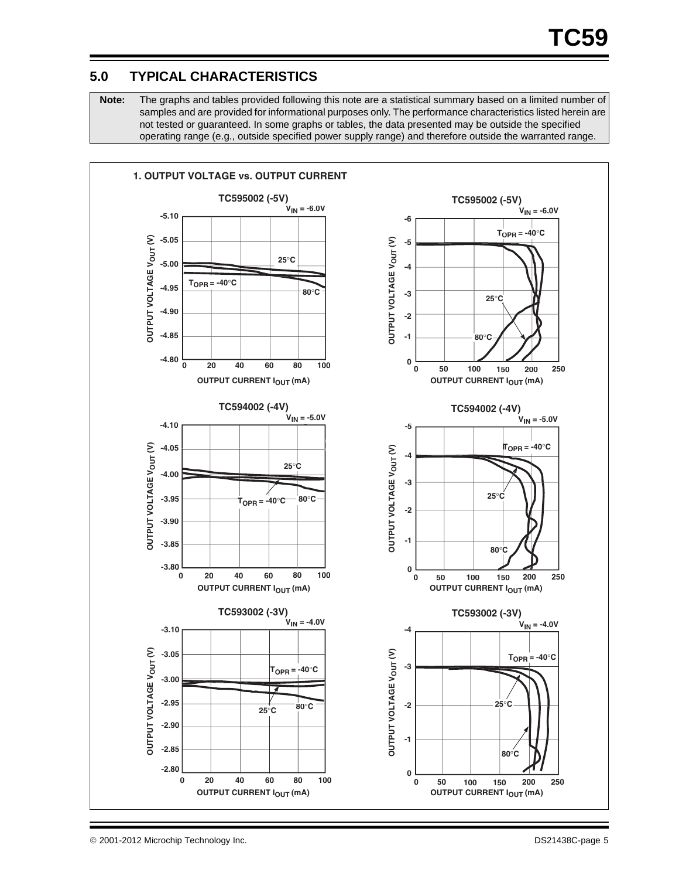## 5.0 TYPICAL CHARACTERISTICS

**Note:** The graphs and tables provided following this note are a statistical summary based on a limited number of samples and are provided for informational purposes only. The performance characteristics listed herein are not tested or guaranteed. In some graphs or tables, the data presented may be outside the specified operating range (e.g., outside specified power supply range) and therefore outside the warranted range.

**1. OUTPUT VOLTAGE vs. OUTPUT CURRENT**

TC595002 (-5V), $V_{IN}$ = -6.0V — Output Voltage $V_{OUT}$ (V) vs. Output Current $I_{OUT}$ (mA), 0 to 100 mA; $T_{OPR}$ = -40°C, 25°C, 80°C

TC595002 (-5V), $V_{IN}$ = -6.0V — Output Voltage $V_{OUT}$ (V) vs. Output Current $I_{OUT}$ (mA), 0 to 250 mA; $T_{OPR}$ = -40°C, 25°C, 80°C

TC594002 (-4V), $V_{IN}$ = -5.0V — Output Voltage $V_{OUT}$ (V) vs. Output Current $I_{OUT}$ (mA), 0 to 100 mA; $T_{OPR}$ = -40°C, 25°C, 80°C

TC594002 (-4V), $V_{IN}$ = -5.0V — Output Voltage $V_{OUT}$ (V) vs. Output Current $I_{OUT}$ (mA), 0 to 250 mA; $T_{OPR}$ = -40°C, 25°C, 80°C

TC593002 (-3V), $V_{IN}$ = -4.0V — Output Voltage $V_{OUT}$ (V) vs. Output Current $I_{OUT}$ (mA), 0 to 100 mA; $T_{OPR}$ = -40°C, 25°C, 80°C

TC593002 (-3V), $V_{IN}$ = -4.0V — Output Voltage $V_{OUT}$ (V) vs. Output Current $I_{OUT}$ (mA), 0 to 250 mA; $T_{OPR}$ = -40°C, 25°C, 80°C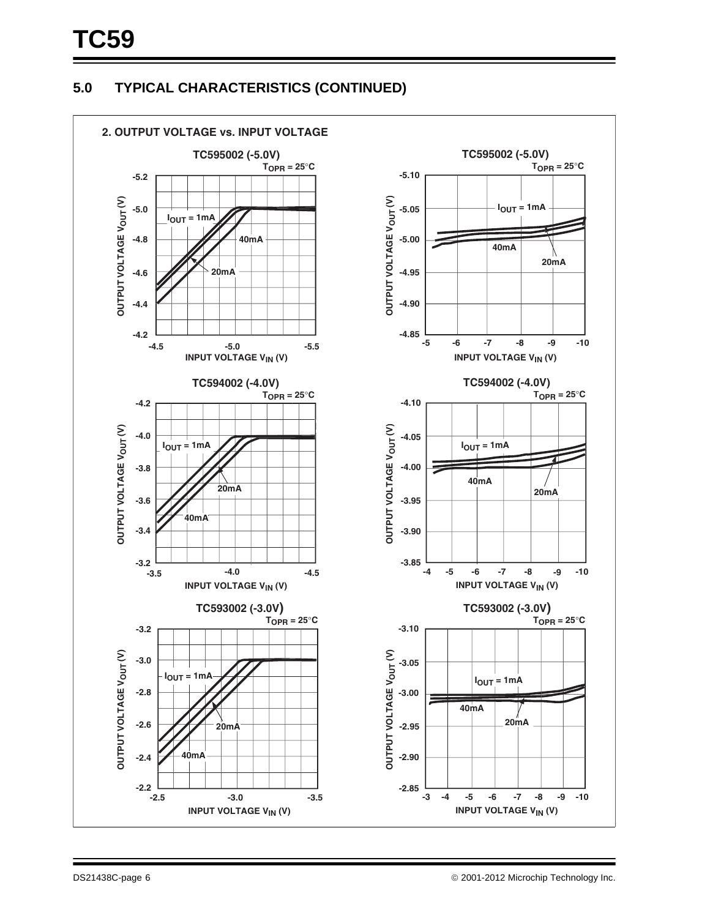## 5.0 TYPICAL CHARACTERISTICS (CONTINUED)

**2. OUTPUT VOLTAGE vs. INPUT VOLTAGE**

**TC595002 (-5.0V)**

$T_{OPR} = 25°C$

OUTPUT VOLTAGE $V_{OUT}$ (V): -5.2, -5.0, -4.8, -4.6, -4.4, -4.2

INPUT VOLTAGE $V_{IN}$ (V): -4.5, -5.0, -5.5

$I_{OUT}$ = 1mA, 40mA, 20mA

**TC595002 (-5.0V)**

$T_{OPR} = 25°C$

OUTPUT VOLTAGE $V_{OUT}$ (V): -5.10, -5.05, -5.00, -4.95, -4.90, -4.85

INPUT VOLTAGE $V_{IN}$ (V): -5, -6, -7, -8, -9, -10

$I_{OUT}$ = 1mA, 40mA, 20mA

**TC594002 (-4.0V)**

$T_{OPR} = 25°C$

OUTPUT VOLTAGE $V_{OUT}$ (V): -4.2, -4.0, -3.8, -3.6, -3.4, -3.2

INPUT VOLTAGE $V_{IN}$ (V): -3.5, -4.0, -4.5

$I_{OUT}$ = 1mA, 20mA, 40mA

**TC594002 (-4.0V)**

$T_{OPR} = 25°C$

OUTPUT VOLTAGE $V_{OUT}$ (V): -4.10, -4.05, -4.00, -3.95, -3.90, -3.85

INPUT VOLTAGE $V_{IN}$ (V): -4, -5, -6, -7, -8, -9, -10

$I_{OUT}$ = 1mA, 40mA, 20mA

**TC593002 (-3.0V)**

$T_{OPR} = 25°C$

OUTPUT VOLTAGE $V_{OUT}$ (V): -3.2, -3.0, -2.8, -2.6, -2.4, -2.2

INPUT VOLTAGE $V_{IN}$ (V): -2.5, -3.0, -3.5

$I_{OUT}$ = 1mA, 20mA, 40mA

**TC593002 (-3.0V)**

$T_{OPR} = 25°C$

OUTPUT VOLTAGE $V_{OUT}$ (V): -3.10, -3.05, -3.00, -2.95, -2.90, -2.85

INPUT VOLTAGE $V_{IN}$ (V): -3, -4, -5, -6, -7, -8, -9, -10

$I_{OUT}$ = 1mA, 40mA, 20mA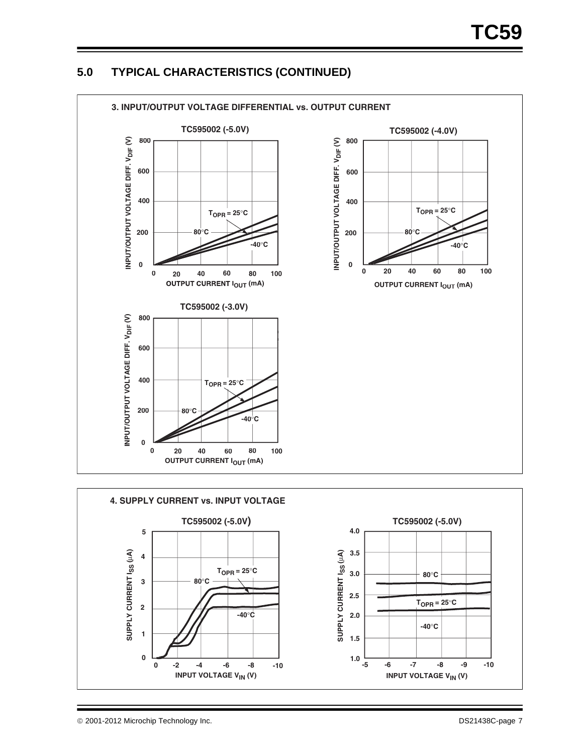## 5.0 TYPICAL CHARACTERISTICS (CONTINUED)

**3. INPUT/OUTPUT VOLTAGE DIFFERENTIAL vs. OUTPUT CURRENT**

**TC595002 (-5.0V)**

INPUT/OUTPUT VOLTAGE DIFF. $V_{DIF}$ (V) vs. OUTPUT CURRENT $I_{OUT}$ (mA)

$T_{OPR}$ = 25°C, 80°C, -40°C

**TC595002 (-4.0V)**

INPUT/OUTPUT VOLTAGE DIFF. $V_{DIF}$ (V) vs. OUTPUT CURRENT $I_{OUT}$ (mA)

$T_{OPR}$ = 25°C, 80°C, -40°C

**TC595002 (-3.0V)**

INPUT/OUTPUT VOLTAGE DIFF. $V_{DIF}$ (V) vs. OUTPUT CURRENT $I_{OUT}$ (mA)

$T_{OPR}$ = 25°C, 80°C, -40°C

**4. SUPPLY CURRENT vs. INPUT VOLTAGE**

**TC595002 (-5.0V)**

SUPPLY CURRENT $I_{SS}$ (µA) vs. INPUT VOLTAGE $V_{IN}$ (V)

$T_{OPR}$ = 25°C, 80°C, -40°C

**TC595002 (-5.0V)**

SUPPLY CURRENT $I_{SS}$ (µA) vs. INPUT VOLTAGE $V_{IN}$ (V)

$T_{OPR}$ = 25°C, 80°C, -40°C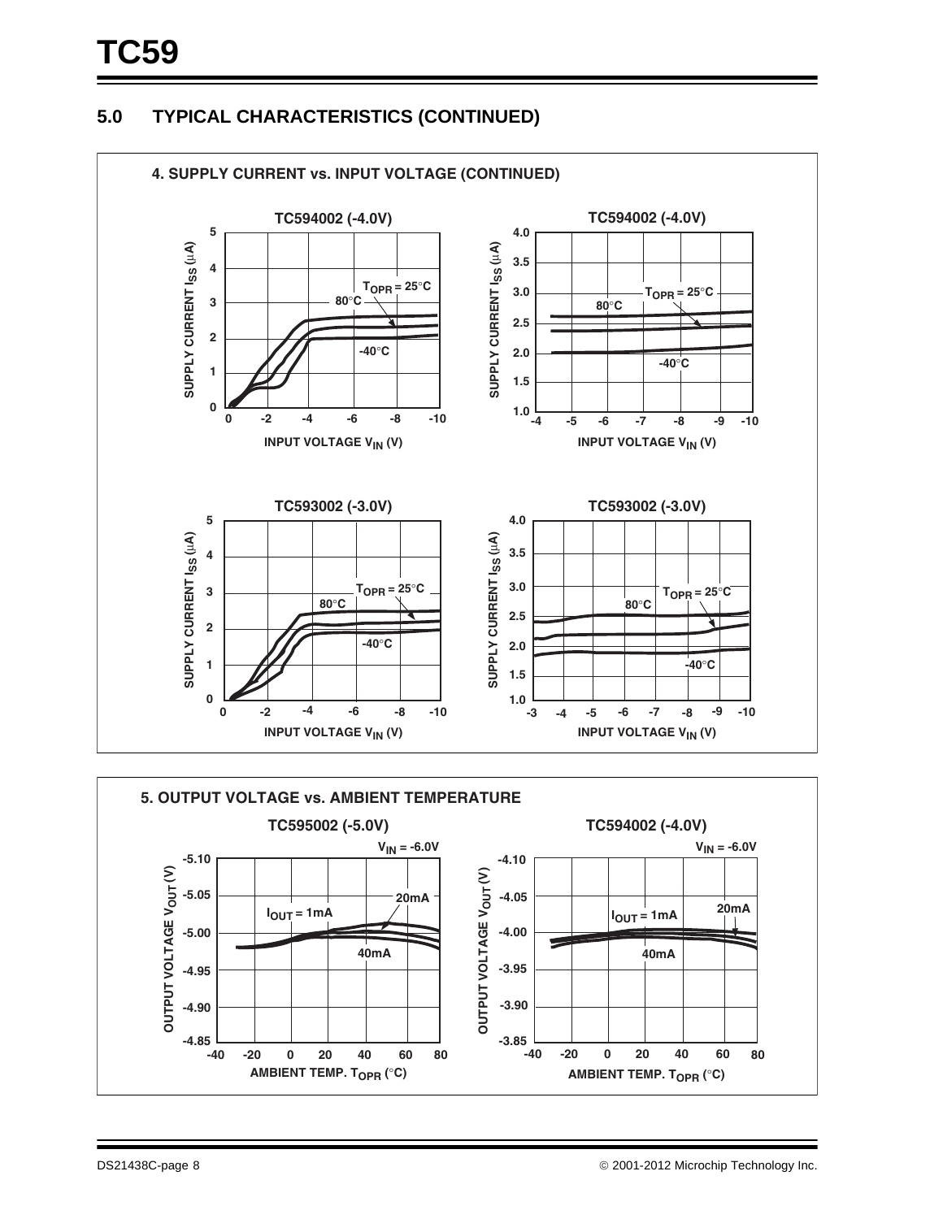## 5.0 TYPICAL CHARACTERISTICS (CONTINUED)

### 4. SUPPLY CURRENT vs. INPUT VOLTAGE (CONTINUED)

**TC594002 (-4.0V)**

**TC594002 (-4.0V)**

**TC593002 (-3.0V)**

**TC593002 (-3.0V)**

### 5. OUTPUT VOLTAGE vs. AMBIENT TEMPERATURE

**TC595002 (-5.0V)**

**TC594002 (-4.0V)**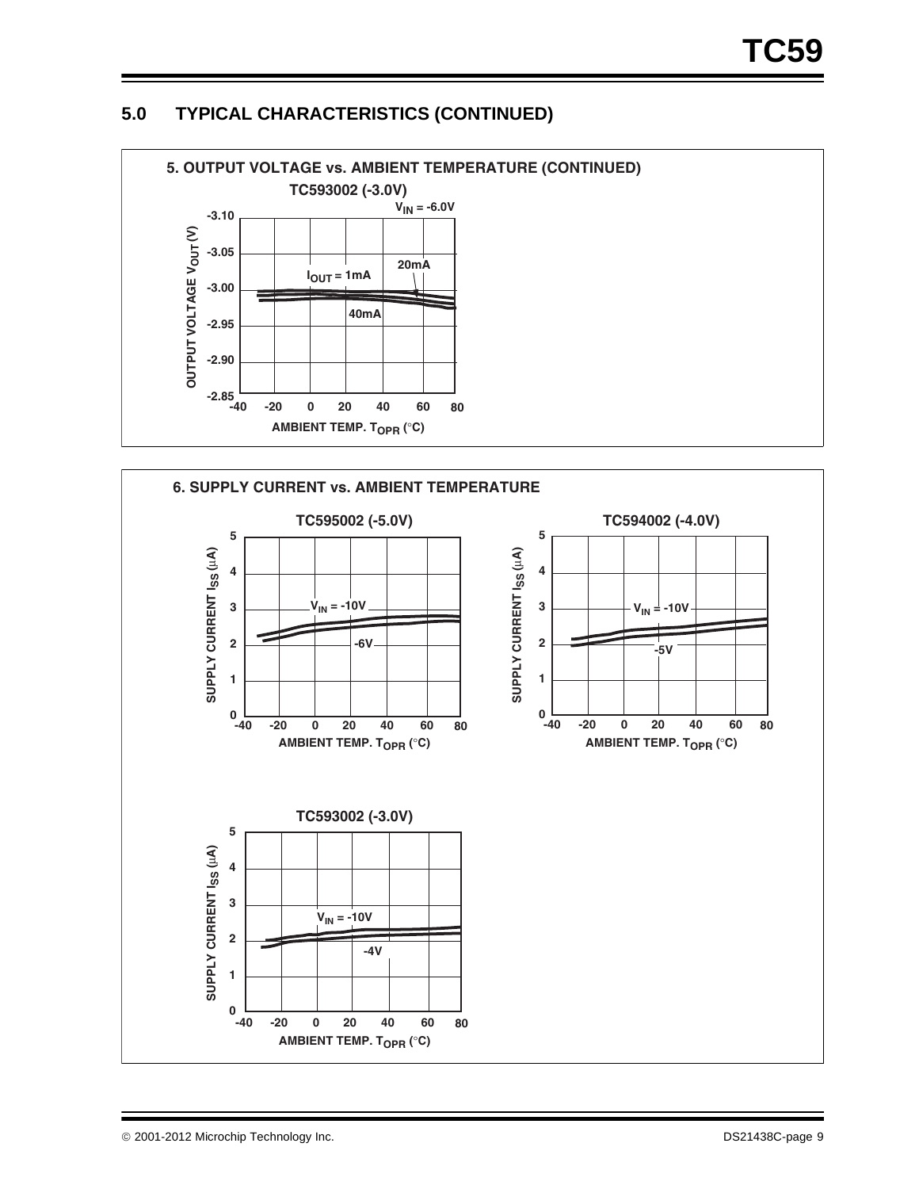## 5.0 TYPICAL CHARACTERISTICS (CONTINUED)

**5. OUTPUT VOLTAGE vs. AMBIENT TEMPERATURE (CONTINUED)**

TC593002 (-3.0V)

$V_{IN}$ = -6.0V

$I_{OUT}$ = 1mA

20mA

40mA

OUTPUT VOLTAGE $V_{OUT}$ (V)

-3.10, -3.05, -3.00, -2.95, -2.90, -2.85

-40, -20, 0, 20, 40, 60, 80

AMBIENT TEMP. $T_{OPR}$ (°C)

**6. SUPPLY CURRENT vs. AMBIENT TEMPERATURE**

TC595002 (-5.0V)

$V_{IN}$ = -10V

-6V

SUPPLY CURRENT $I_{SS}$ (µA)

AMBIENT TEMP. $T_{OPR}$ (°C)

TC594002 (-4.0V)

$V_{IN}$ = -10V

-5V

SUPPLY CURRENT $I_{SS}$ (µA)

AMBIENT TEMP. $T_{OPR}$ (°C)

TC593002 (-3.0V)

$V_{IN}$ = -10V

-4V

SUPPLY CURRENT $I_{SS}$ (µA)

AMBIENT TEMP. $T_{OPR}$ (°C)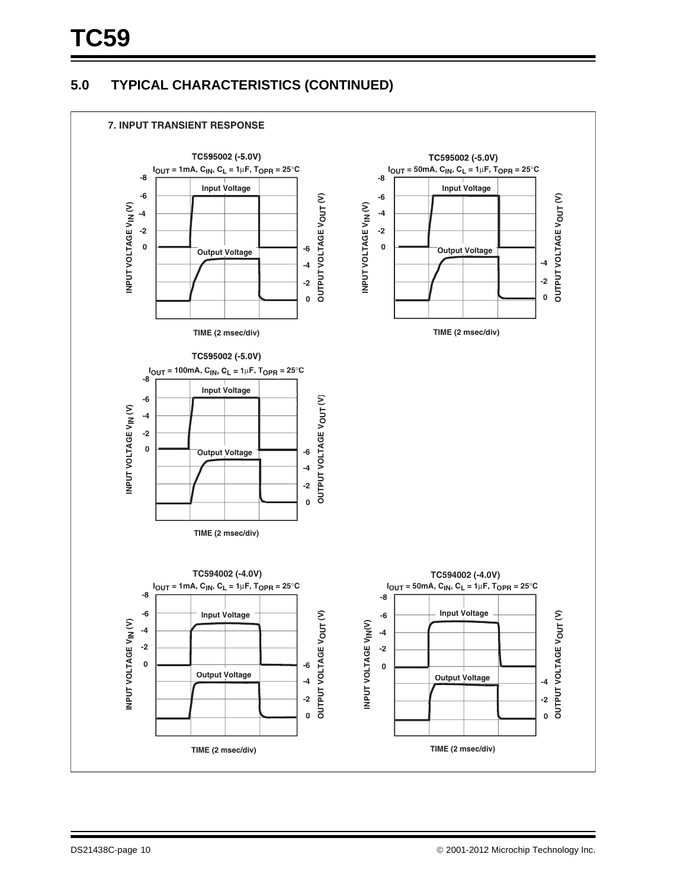## 5.0 TYPICAL CHARACTERISTICS (CONTINUED)

**7. INPUT TRANSIENT RESPONSE**

TC595002 (-5.0V)
$I_{OUT}$ = 1mA, $C_{IN}$, $C_L$ = 1µF, $T_{OPR}$ = 25°C

INPUT VOLTAGE $V_{IN}$ (V): -8, -6, -4, -2, 0
OUTPUT VOLTAGE $V_{OUT}$ (V): -6, -4, -2, 0
Input Voltage
Output Voltage
TIME (2 msec/div)

TC595002 (-5.0V)
$I_{OUT}$ = 50mA, $C_{IN}$, $C_L$ = 1µF, $T_{OPR}$ = 25°C

INPUT VOLTAGE $V_{IN}$ (V): -8, -6, -4, -2, 0
OUTPUT VOLTAGE $V_{OUT}$ (V): -4, -2, 0
Input Voltage
Output Voltage
TIME (2 msec/div)

TC595002 (-5.0V)
$I_{OUT}$ = 100mA, $C_{IN}$, $C_L$ = 1µF, $T_{OPR}$ = 25°C

INPUT VOLTAGE $V_{IN}$ (V): -8, -6, -4, -2, 0
OUTPUT VOLTAGE $V_{OUT}$ (V): -6, -4, -2, 0
Input Voltage
Output Voltage
TIME (2 msec/div)

TC594002 (-4.0V)
$I_{OUT}$ = 1mA, $C_{IN}$, $C_L$ = 1µF, $T_{OPR}$ = 25°C

INPUT VOLTAGE $V_{IN}$ (V): -8, -6, -4, -2, 0
OUTPUT VOLTAGE $V_{OUT}$ (V): -6, -4, -2, 0
Input Voltage
Output Voltage
TIME (2 msec/div)

TC594002 (-4.0V)
$I_{OUT}$ = 50mA, $C_{IN}$, $C_L$ = 1µF, $T_{OPR}$ = 25°C

INPUT VOLTAGE $V_{IN}$(V): -8, -6, -4, -2, 0
OUTPUT VOLTAGE $V_{OUT}$ (V): -4, -2, 0
Input Voltage
Output Voltage
TIME (2 msec/div)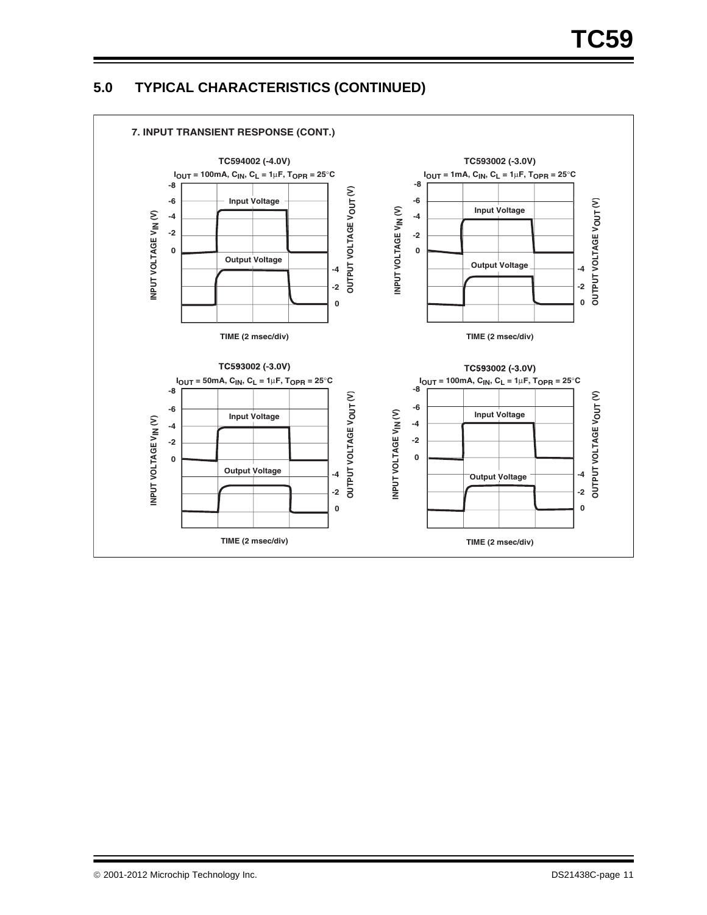## 5.0 TYPICAL CHARACTERISTICS (CONTINUED)

### 7. INPUT TRANSIENT RESPONSE (CONT.)

**TC594002 (-4.0V)**

$I_{OUT}$ = 100mA, $C_{IN}$, $C_L$ = 1μF, $T_{OPR}$ = 25°C

INPUT VOLTAGE $V_{IN}$ (V): -8, -6, -4, -2, 0

OUTPUT VOLTAGE $V_{OUT}$ (V): -4, -2, 0

Input Voltage

Output Voltage

TIME (2 msec/div)

**TC593002 (-3.0V)**

$I_{OUT}$ = 1mA, $C_{IN}$, $C_L$ = 1μF, $T_{OPR}$ = 25°C

INPUT VOLTAGE $V_{IN}$ (V): -8, -6, -4, -2, 0

OUTPUT VOLTAGE $V_{OUT}$ (V): -4, -2, 0

Input Voltage

Output Voltage

TIME (2 msec/div)

**TC593002 (-3.0V)**

$I_{OUT}$ = 50mA, $C_{IN}$, $C_L$ = 1μF, $T_{OPR}$ = 25°C

INPUT VOLTAGE $V_{IN}$ (V): -8, -6, -4, -2, 0

OUTPUT VOLTAGE $V_{OUT}$ (V): -4, -2, 0

Input Voltage

Output Voltage

TIME (2 msec/div)

**TC593002 (-3.0V)**

$I_{OUT}$ = 100mA, $C_{IN}$, $C_L$ = 1μF, $T_{OPR}$ = 25°C

INPUT VOLTAGE $V_{IN}$ (V): -8, -6, -4, -2, 0

OUTPUT VOLTAGE $V_{OUT}$ (V): -4, -2, 0

Input Voltage

Output Voltage

TIME (2 msec/div)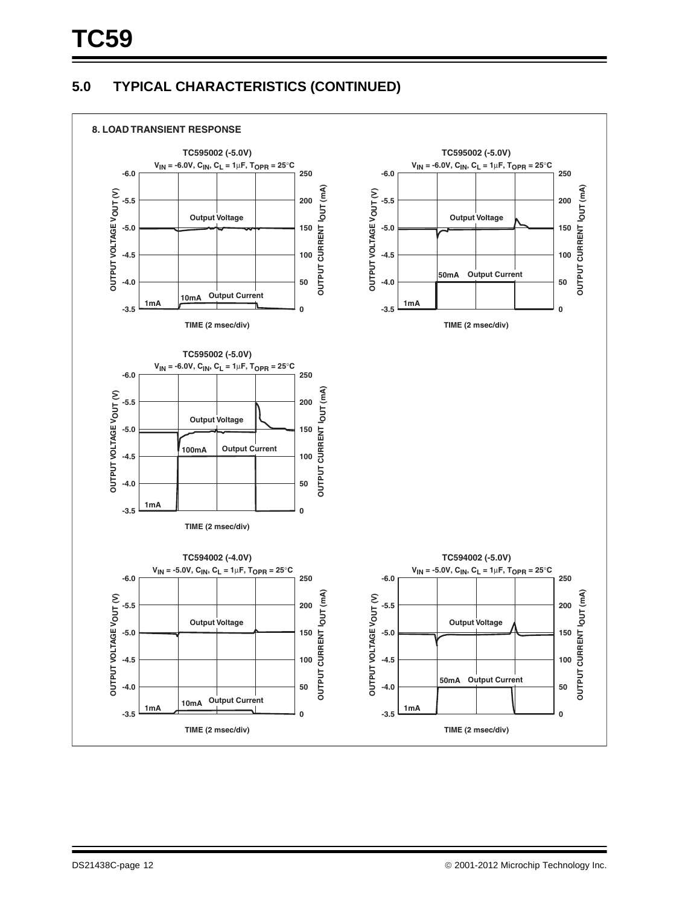## 5.0 TYPICAL CHARACTERISTICS (CONTINUED)

**8. LOAD TRANSIENT RESPONSE**

**TC595002 (-5.0V)**
$V_{IN}$ = -6.0V, $C_{IN}$, $C_L$ = 1µF, $T_{OPR}$ = 25°C

OUTPUT VOLTAGE $V_{OUT}$ (V): -6.0, -5.5, -5.0, -4.5, -4.0, -3.5
OUTPUT CURRENT $I_{OUT}$ (mA): 250, 200, 150, 100, 50, 0
Output Voltage
Output Current
1mA
10mA
TIME (2 msec/div)

**TC595002 (-5.0V)**
$V_{IN}$ = -6.0V, $C_{IN}$, $C_L$ = 1µF, $T_{OPR}$ = 25°C

OUTPUT VOLTAGE $V_{OUT}$ (V): -6.0, -5.5, -5.0, -4.5, -4.0, -3.5
OUTPUT CURRENT $I_{OUT}$ (mA): 250, 200, 150, 100, 50, 0
Output Voltage
Output Current
1mA
50mA
TIME (2 msec/div)

**TC595002 (-5.0V)**
$V_{IN}$ = -6.0V, $C_{IN}$, $C_L$ = 1µF, $T_{OPR}$ = 25°C

OUTPUT VOLTAGE $V_{OUT}$ (V): -6.0, -5.5, -5.0, -4.5, -4.0, -3.5
OUTPUT CURRENT $I_{OUT}$ (mA): 250, 200, 150, 100, 50, 0
Output Voltage
Output Current
1mA
100mA
TIME (2 msec/div)

**TC594002 (-4.0V)**
$V_{IN}$ = -5.0V, $C_{IN}$, $C_L$ = 1µF, $T_{OPR}$ = 25°C

OUTPUT VOLTAGE $V_{OUT}$ (V): -6.0, -5.5, -5.0, -4.5, -4.0, -3.5
OUTPUT CURRENT $I_{OUT}$ (mA): 250, 200, 150, 100, 50, 0
Output Voltage
Output Current
1mA
10mA
TIME (2 msec/div)

**TC594002 (-5.0V)**
$V_{IN}$ = -5.0V, $C_{IN}$, $C_L$ = 1µF, $T_{OPR}$ = 25°C

OUTPUT VOLTAGE $V_{OUT}$ (V): -6.0, -5.5, -5.0, -4.5, -4.0, -3.5
OUTPUT CURRENT $I_{OUT}$ (mA): 250, 200, 150, 100, 50, 0
Output Voltage
Output Current
1mA
50mA
TIME (2 msec/div)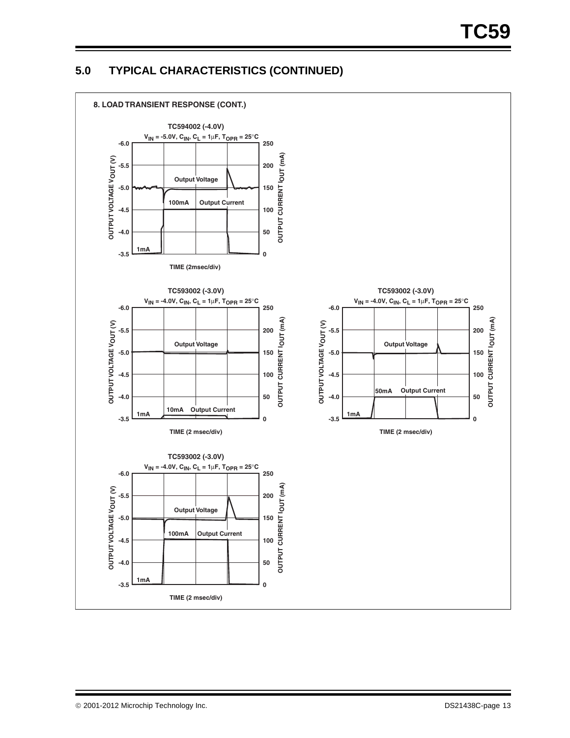## 5.0 TYPICAL CHARACTERISTICS (CONTINUED)

**8. LOAD TRANSIENT RESPONSE (CONT.)**

**TC594002 (-4.0V)**

$V_{IN}$ = -5.0V, $C_{IN}$, $C_L$ = 1µF, $T_{OPR}$ = 25°C

OUTPUT VOLTAGE $V_{OUT}$ (V): -6.0, -5.5, -5.0, -4.5, -4.0, -3.5

OUTPUT CURRENT $I_{OUT}$ (mA): 250, 200, 150, 100, 50, 0

Output Voltage

100mA Output Current

1mA

TIME (2msec/div)

**TC593002 (-3.0V)**

$V_{IN}$ = -4.0V, $C_{IN}$, $C_L$ = 1µF, $T_{OPR}$ = 25°C

OUTPUT VOLTAGE $V_{OUT}$ (V): -6.0, -5.5, -5.0, -4.5, -4.0, -3.5

OUTPUT CURRENT $I_{OUT}$ (mA): 250, 200, 150, 100, 50, 0

Output Voltage

10mA Output Current

1mA

TIME (2 msec/div)

**TC593002 (-3.0V)**

$V_{IN}$ = -4.0V, $C_{IN}$, $C_L$ = 1µF, $T_{OPR}$ = 25°C

OUTPUT VOLTAGE $V_{OUT}$ (V): -6.0, -5.5, -5.0, -4.5, -4.0, -3.5

OUTPUT CURRENT $I_{OUT}$ (mA): 250, 200, 150, 100, 50, 0

Output Voltage

50mA Output Current

1mA

TIME (2 msec/div)

**TC593002 (-3.0V)**

$V_{IN}$ = -4.0V, $C_{IN}$, $C_L$ = 1µF, $T_{OPR}$ = 25°C

OUTPUT VOLTAGE $V_{OUT}$ (V): -6.0, -5.5, -5.0, -4.5, -4.0, -3.5

OUTPUT CURRENT $I_{OUT}$ (mA): 250, 200, 150, 100, 50, 0

Output Voltage

100mA Output Current

1mA

TIME (2 msec/div)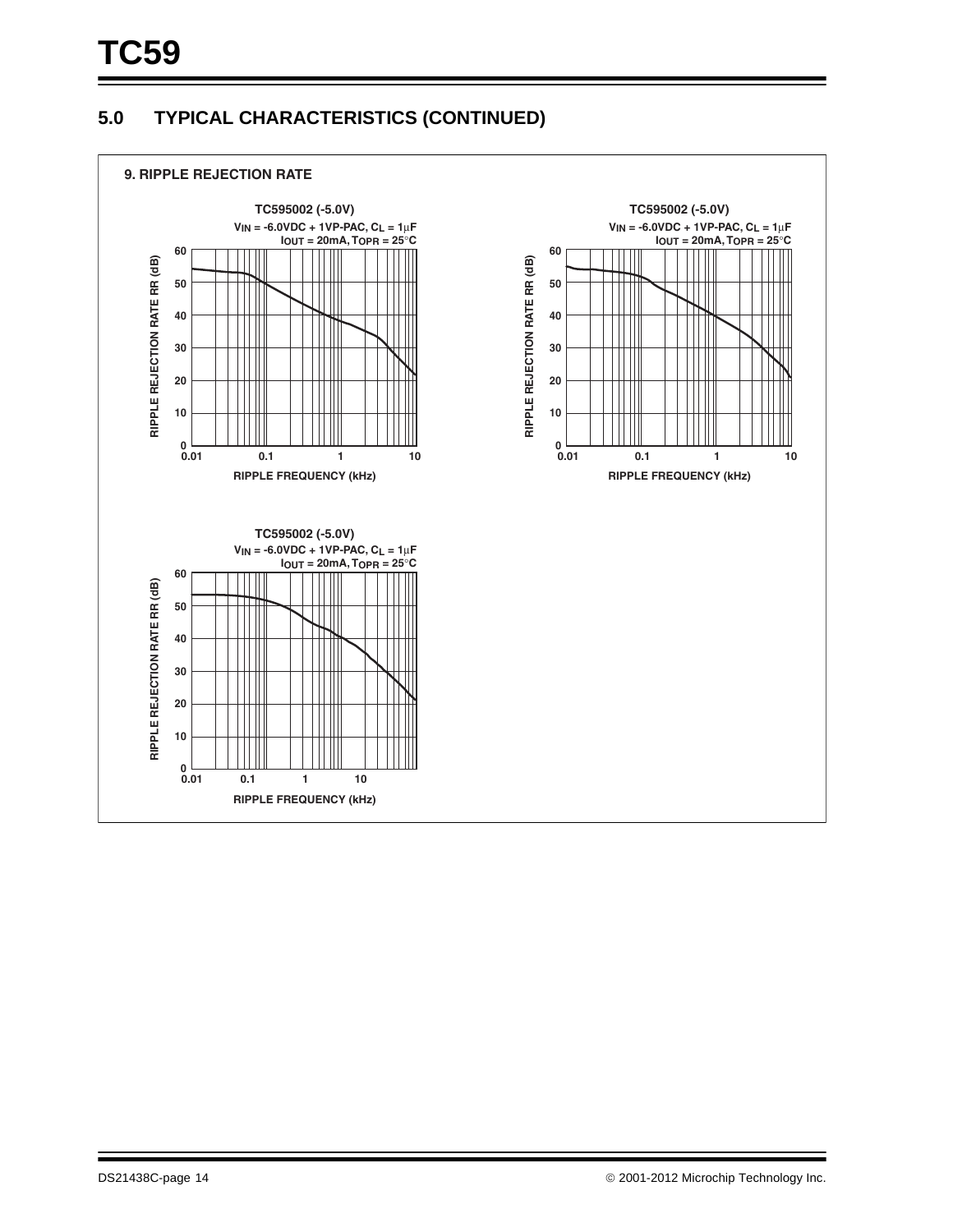## 5.0 TYPICAL CHARACTERISTICS (CONTINUED)

**9. RIPPLE REJECTION RATE**

TC595002 (-5.0V)
$V_{IN}$ = -6.0VDC + 1VP-PAC, $C_L$ = 1µF
$I_{OUT}$ = 20mA, $T_{OPR}$ = 25°C

RIPPLE REJECTION RATE RR (dB)

RIPPLE FREQUENCY (kHz)

TC595002 (-5.0V)
$V_{IN}$ = -6.0VDC + 1VP-PAC, $C_L$ = 1µF
$I_{OUT}$ = 20mA, $T_{OPR}$ = 25°C

RIPPLE REJECTION RATE RR (dB)

RIPPLE FREQUENCY (kHz)

TC595002 (-5.0V)
$V_{IN}$ = -6.0VDC + 1VP-PAC, $C_L$ = 1µF
$I_{OUT}$ = 20mA, $T_{OPR}$ = 25°C

RIPPLE REJECTION RATE RR (dB)

RIPPLE FREQUENCY (kHz)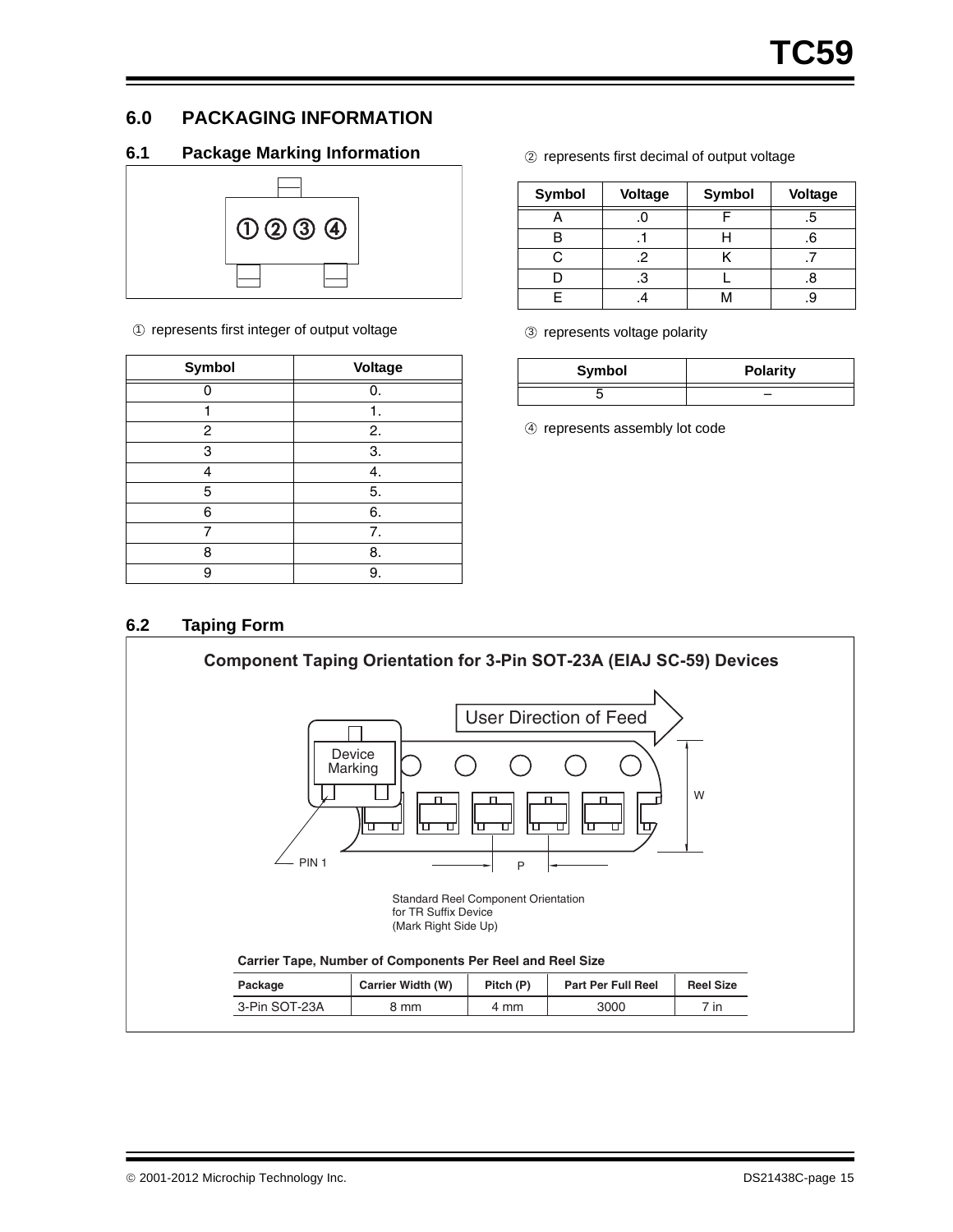## 6.0 PACKAGING INFORMATION

### 6.1 Package Marking Information

① ② ③ ④

① represents first integer of output voltage

| Symbol | Voltage |
|---|---|
| 0 | 0. |
| 1 | 1. |
| 2 | 2. |
| 3 | 3. |
| 4 | 4. |
| 5 | 5. |
| 6 | 6. |
| 7 | 7. |
| 8 | 8. |
| 9 | 9. |

② represents first decimal of output voltage

| Symbol | Voltage | Symbol | Voltage |
|---|---|---|---|
| A | .0 | F | .5 |
| B | .1 | H | .6 |
| C | .2 | K | .7 |
| D | .3 | L | .8 |
| E | .4 | M | .9 |

③ represents voltage polarity

| Symbol | Polarity |
|---|---|
| 5 | – |

④ represents assembly lot code

### 6.2 Taping Form

**Component Taping Orientation for 3-Pin SOT-23A (EIAJ SC-59) Devices**

User Direction of Feed

Device Marking

PIN 1

P

W

Standard Reel Component Orientation for TR Suffix Device (Mark Right Side Up)

**Carrier Tape, Number of Components Per Reel and Reel Size**

| Package | Carrier Width (W) | Pitch (P) | Part Per Full Reel | Reel Size |
|---|---|---|---|---|
| 3-Pin SOT-23A | 8 mm | 4 mm | 3000 | 7 in |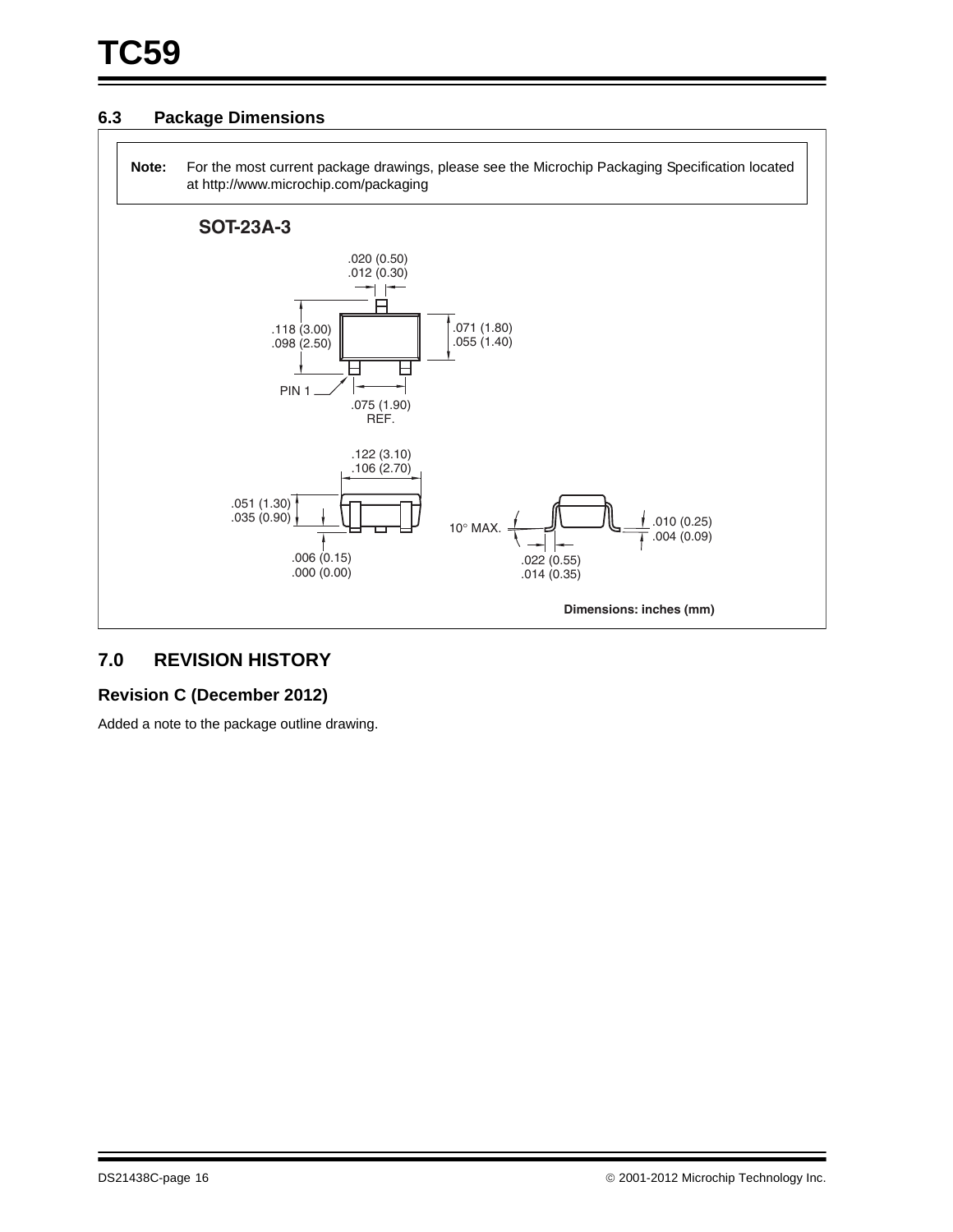## 6.3 Package Dimensions

> **Note:** For the most current package drawings, please see the Microchip Packaging Specification located at http://www.microchip.com/packaging

**SOT-23A-3**

.020 (0.50)
.012 (0.30)

.118 (3.00)
.098 (2.50)

.071 (1.80)
.055 (1.40)

PIN 1

.075 (1.90)
REF.

.122 (3.10)
.106 (2.70)

.051 (1.30)
.035 (0.90)

.006 (0.15)
.000 (0.00)

10° MAX.

.010 (0.25)
.004 (0.09)

.022 (0.55)
.014 (0.35)

**Dimensions: inches (mm)**

## 7.0 REVISION HISTORY

### Revision C (December 2012)

Added a note to the package outline drawing.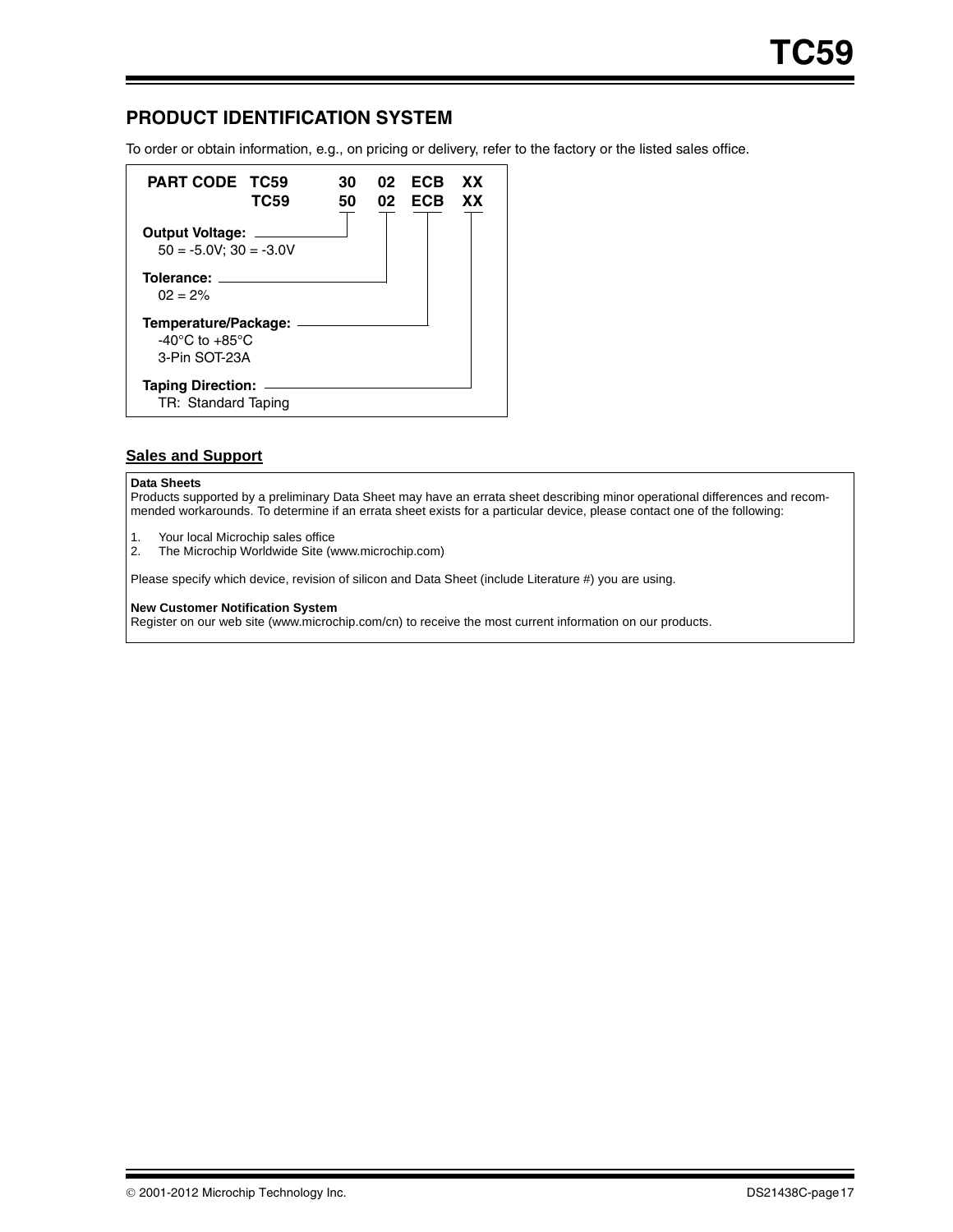## PRODUCT IDENTIFICATION SYSTEM

To order or obtain information, e.g., on pricing or delivery, refer to the factory or the listed sales office.

| PART CODE | | | | |
|---|---|---|---|---|
| TC59 | 30 | 02 | ECB | XX |
| TC59 | 50 | 02 | ECB | XX |

**Output Voltage:**
50 = -5.0V; 30 = -3.0V

**Tolerance:**
02 = 2%

**Temperature/Package:**
-40°C to +85°C
3-Pin SOT-23A

**Taping Direction:**
TR: Standard Taping

### Sales and Support

**Data Sheets**
Products supported by a preliminary Data Sheet may have an errata sheet describing minor operational differences and recommended workarounds. To determine if an errata sheet exists for a particular device, please contact one of the following:

1. Your local Microchip sales office
2. The Microchip Worldwide Site (www.microchip.com)

Please specify which device, revision of silicon and Data Sheet (include Literature #) you are using.

**New Customer Notification System**
Register on our web site (www.microchip.com/cn) to receive the most current information on our products.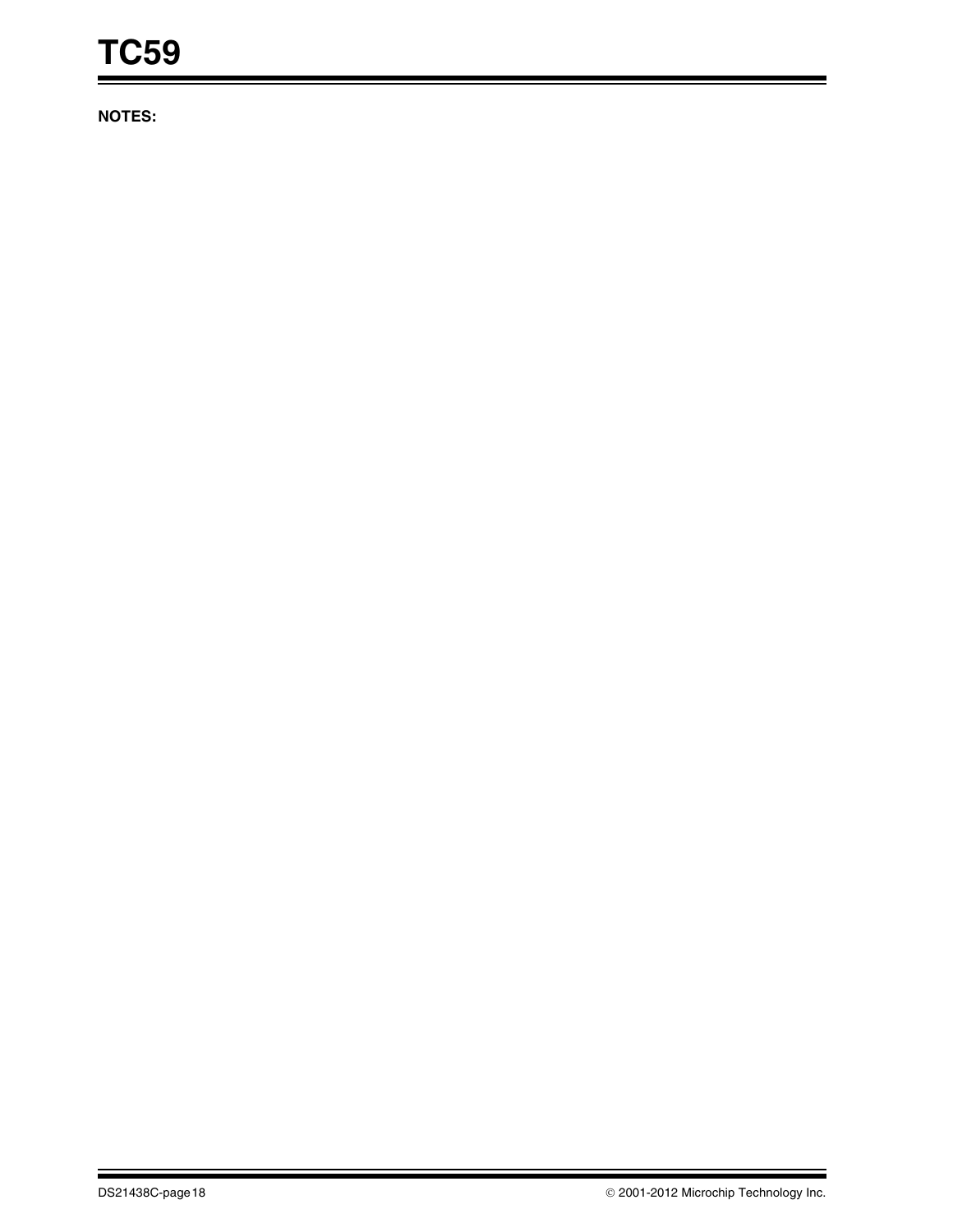**NOTES:**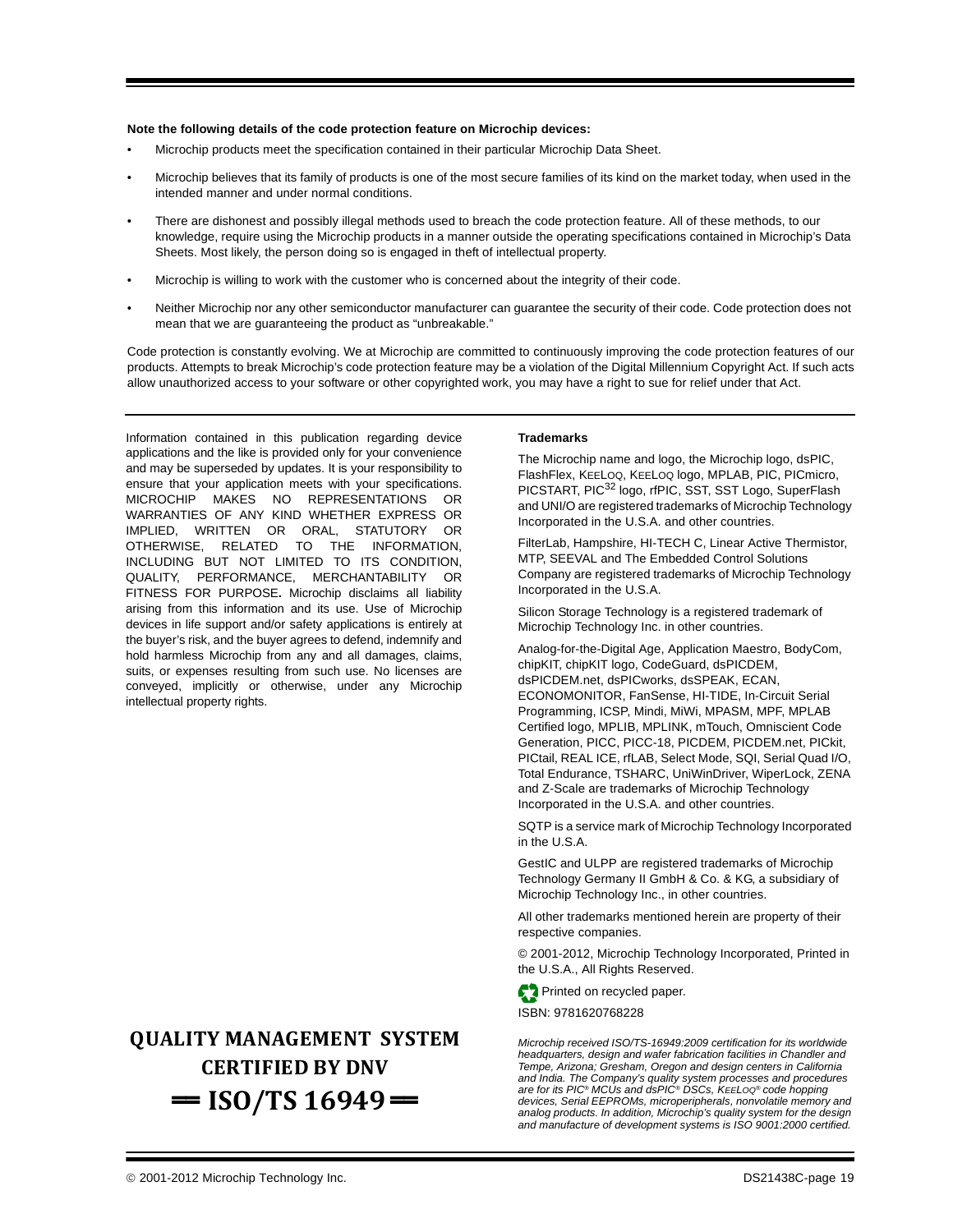**Note the following details of the code protection feature on Microchip devices:**

- Microchip products meet the specification contained in their particular Microchip Data Sheet.
- Microchip believes that its family of products is one of the most secure families of its kind on the market today, when used in the intended manner and under normal conditions.
- There are dishonest and possibly illegal methods used to breach the code protection feature. All of these methods, to our knowledge, require using the Microchip products in a manner outside the operating specifications contained in Microchip's Data Sheets. Most likely, the person doing so is engaged in theft of intellectual property.
- Microchip is willing to work with the customer who is concerned about the integrity of their code.
- Neither Microchip nor any other semiconductor manufacturer can guarantee the security of their code. Code protection does not mean that we are guaranteeing the product as "unbreakable."

Code protection is constantly evolving. We at Microchip are committed to continuously improving the code protection features of our products. Attempts to break Microchip's code protection feature may be a violation of the Digital Millennium Copyright Act. If such acts allow unauthorized access to your software or other copyrighted work, you may have a right to sue for relief under that Act.

Information contained in this publication regarding device applications and the like is provided only for your convenience and may be superseded by updates. It is your responsibility to ensure that your application meets with your specifications. MICROCHIP MAKES NO REPRESENTATIONS OR WARRANTIES OF ANY KIND WHETHER EXPRESS OR IMPLIED, WRITTEN OR ORAL, STATUTORY OR OTHERWISE, RELATED TO THE INFORMATION, INCLUDING BUT NOT LIMITED TO ITS CONDITION, QUALITY, PERFORMANCE, MERCHANTABILITY OR FITNESS FOR PURPOSE**.** Microchip disclaims all liability arising from this information and its use. Use of Microchip devices in life support and/or safety applications is entirely at the buyer's risk, and the buyer agrees to defend, indemnify and hold harmless Microchip from any and all damages, claims, suits, or expenses resulting from such use. No licenses are conveyed, implicitly or otherwise, under any Microchip intellectual property rights.

**QUALITY MANAGEMENT SYSTEM CERTIFIED BY DNV**

**═ ISO/TS 16949 ═**

**Trademarks**

The Microchip name and logo, the Microchip logo, dsPIC, FlashFlex, KEELOQ, KEELOQ logo, MPLAB, PIC, PICmicro, PICSTART, PIC[32] logo, rfPIC, SST, SST Logo, SuperFlash and UNI/O are registered trademarks of Microchip Technology Incorporated in the U.S.A. and other countries.

FilterLab, Hampshire, HI-TECH C, Linear Active Thermistor, MTP, SEEVAL and The Embedded Control Solutions Company are registered trademarks of Microchip Technology Incorporated in the U.S.A.

Silicon Storage Technology is a registered trademark of Microchip Technology Inc. in other countries.

Analog-for-the-Digital Age, Application Maestro, BodyCom, chipKIT, chipKIT logo, CodeGuard, dsPICDEM, dsPICDEM.net, dsPICworks, dsSPEAK, ECAN, ECONOMONITOR, FanSense, HI-TIDE, In-Circuit Serial Programming, ICSP, Mindi, MiWi, MPASM, MPF, MPLAB Certified logo, MPLIB, MPLINK, mTouch, Omniscient Code Generation, PICC, PICC-18, PICDEM, PICDEM.net, PICkit, PICtail, REAL ICE, rfLAB, Select Mode, SQI, Serial Quad I/O, Total Endurance, TSHARC, UniWinDriver, WiperLock, ZENA and Z-Scale are trademarks of Microchip Technology Incorporated in the U.S.A. and other countries.

SQTP is a service mark of Microchip Technology Incorporated in the U.S.A.

GestIC and ULPP are registered trademarks of Microchip Technology Germany II GmbH & Co. & KG, a subsidiary of Microchip Technology Inc., in other countries.

All other trademarks mentioned herein are property of their respective companies.

© 2001-2012, Microchip Technology Incorporated, Printed in the U.S.A., All Rights Reserved.

Printed on recycled paper.

ISBN: 9781620768228

*Microchip received ISO/TS-16949:2009 certification for its worldwide headquarters, design and wafer fabrication facilities in Chandler and Tempe, Arizona; Gresham, Oregon and design centers in California and India. The Company's quality system processes and procedures are for its PIC® MCUs and dsPIC® DSCs, KEELOQ® code hopping devices, Serial EEPROMs, microperipherals, nonvolatile memory and analog products. In addition, Microchip's quality system for the design and manufacture of development systems is ISO 9001:2000 certified.*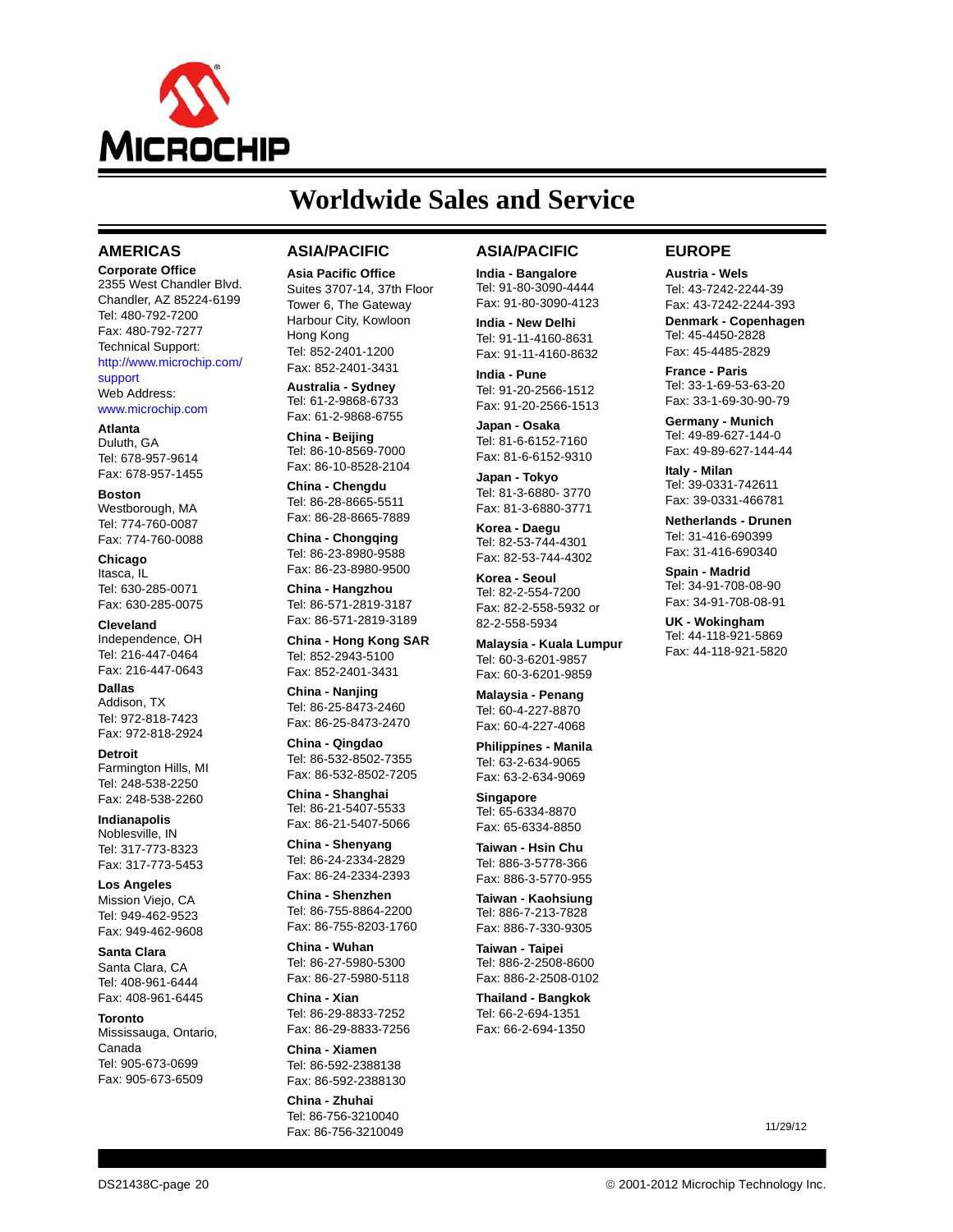# Worldwide Sales and Service

## AMERICAS

**Corporate Office**
2355 West Chandler Blvd.
Chandler, AZ 85224-6199
Tel: 480-792-7200
Fax: 480-792-7277
Technical Support:
http://www.microchip.com/support
Web Address:
www.microchip.com

**Atlanta**
Duluth, GA
Tel: 678-957-9614
Fax: 678-957-1455

**Boston**
Westborough, MA
Tel: 774-760-0087
Fax: 774-760-0088

**Chicago**
Itasca, IL
Tel: 630-285-0071
Fax: 630-285-0075

**Cleveland**
Independence, OH
Tel: 216-447-0464
Fax: 216-447-0643

**Dallas**
Addison, TX
Tel: 972-818-7423
Fax: 972-818-2924

**Detroit**
Farmington Hills, MI
Tel: 248-538-2250
Fax: 248-538-2260

**Indianapolis**
Noblesville, IN
Tel: 317-773-8323
Fax: 317-773-5453

**Los Angeles**
Mission Viejo, CA
Tel: 949-462-9523
Fax: 949-462-9608

**Santa Clara**
Santa Clara, CA
Tel: 408-961-6444
Fax: 408-961-6445

**Toronto**
Mississauga, Ontario,
Canada
Tel: 905-673-0699
Fax: 905-673-6509

## ASIA/PACIFIC

**Asia Pacific Office**
Suites 3707-14, 37th Floor
Tower 6, The Gateway
Harbour City, Kowloon
Hong Kong
Tel: 852-2401-1200
Fax: 852-2401-3431

**Australia - Sydney**
Tel: 61-2-9868-6733
Fax: 61-2-9868-6755

**China - Beijing**
Tel: 86-10-8569-7000
Fax: 86-10-8528-2104

**China - Chengdu**
Tel: 86-28-8665-5511
Fax: 86-28-8665-7889

**China - Chongqing**
Tel: 86-23-8980-9588
Fax: 86-23-8980-9500

**China - Hangzhou**
Tel: 86-571-2819-3187
Fax: 86-571-2819-3189

**China - Hong Kong SAR**
Tel: 852-2943-5100
Fax: 852-2401-3431

**China - Nanjing**
Tel: 86-25-8473-2460
Fax: 86-25-8473-2470

**China - Qingdao**
Tel: 86-532-8502-7355
Fax: 86-532-8502-7205

**China - Shanghai**
Tel: 86-21-5407-5533
Fax: 86-21-5407-5066

**China - Shenyang**
Tel: 86-24-2334-2829
Fax: 86-24-2334-2393

**China - Shenzhen**
Tel: 86-755-8864-2200
Fax: 86-755-8203-1760

**China - Wuhan**
Tel: 86-27-5980-5300
Fax: 86-27-5980-5118

**China - Xian**
Tel: 86-29-8833-7252
Fax: 86-29-8833-7256

**China - Xiamen**
Tel: 86-592-2388138
Fax: 86-592-2388130

**China - Zhuhai**
Tel: 86-756-3210040
Fax: 86-756-3210049

## ASIA/PACIFIC

**India - Bangalore**
Tel: 91-80-3090-4444
Fax: 91-80-3090-4123

**India - New Delhi**
Tel: 91-11-4160-8631
Fax: 91-11-4160-8632

**India - Pune**
Tel: 91-20-2566-1512
Fax: 91-20-2566-1513

**Japan - Osaka**
Tel: 81-6-6152-7160
Fax: 81-6-6152-9310

**Japan - Tokyo**
Tel: 81-3-6880- 3770
Fax: 81-3-6880-3771

**Korea - Daegu**
Tel: 82-53-744-4301
Fax: 82-53-744-4302

**Korea - Seoul**
Tel: 82-2-554-7200
Fax: 82-2-558-5932 or
82-2-558-5934

**Malaysia - Kuala Lumpur**
Tel: 60-3-6201-9857
Fax: 60-3-6201-9859

**Malaysia - Penang**
Tel: 60-4-227-8870
Fax: 60-4-227-4068

**Philippines - Manila**
Tel: 63-2-634-9065
Fax: 63-2-634-9069

**Singapore**
Tel: 65-6334-8870
Fax: 65-6334-8850

**Taiwan - Hsin Chu**
Tel: 886-3-5778-366
Fax: 886-3-5770-955

**Taiwan - Kaohsiung**
Tel: 886-7-213-7828
Fax: 886-7-330-9305

**Taiwan - Taipei**
Tel: 886-2-2508-8600
Fax: 886-2-2508-0102

**Thailand - Bangkok**
Tel: 66-2-694-1351
Fax: 66-2-694-1350

## EUROPE

**Austria - Wels**
Tel: 43-7242-2244-39
Fax: 43-7242-2244-393

**Denmark - Copenhagen**
Tel: 45-4450-2828
Fax: 45-4485-2829

**France - Paris**
Tel: 33-1-69-53-63-20
Fax: 33-1-69-30-90-79

**Germany - Munich**
Tel: 49-89-627-144-0
Fax: 49-89-627-144-44

**Italy - Milan**
Tel: 39-0331-742611
Fax: 39-0331-466781

**Netherlands - Drunen**
Tel: 31-416-690399
Fax: 31-416-690340

**Spain - Madrid**
Tel: 34-91-708-08-90
Fax: 34-91-708-08-91

**UK - Wokingham**
Tel: 44-118-921-5869
Fax: 44-118-921-5820

11/29/12